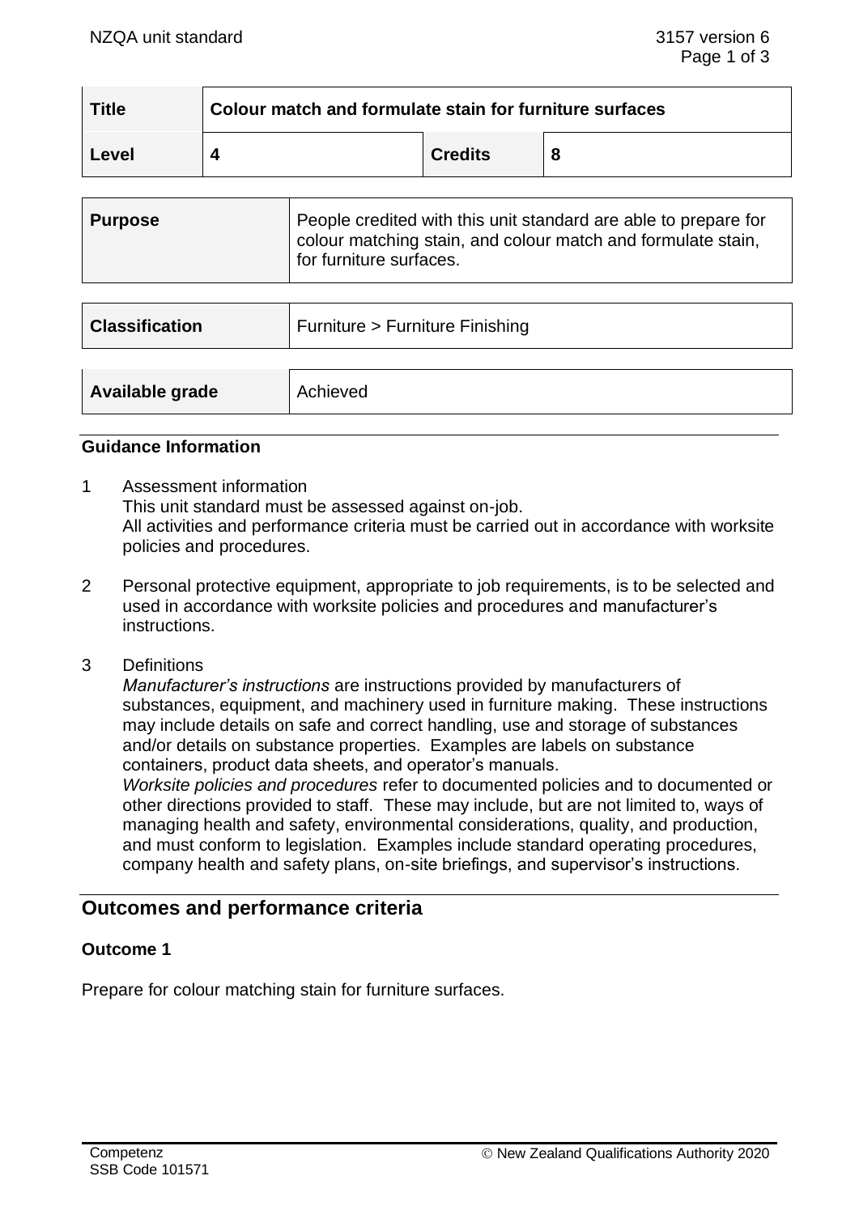| Title | Colour match and formulate stain for furniture surfaces | | |
|---|---|---|---|
| Level | 4 | Credits | 8 |

| Purpose | People credited with this unit standard are able to prepare for colour matching stain, and colour match and formulate stain, for furniture surfaces. |
|---|---|

| Classification | Furniture > Furniture Finishing |
|---|---|

| Available grade | Achieved |
|---|---|

## Guidance Information

1. Assessment information
   This unit standard must be assessed against on-job.
   All activities and performance criteria must be carried out in accordance with worksite policies and procedures.

2. Personal protective equipment, appropriate to job requirements, is to be selected and used in accordance with worksite policies and procedures and manufacturer's instructions.

3. Definitions
   *Manufacturer's instructions* are instructions provided by manufacturers of substances, equipment, and machinery used in furniture making. These instructions may include details on safe and correct handling, use and storage of substances and/or details on substance properties. Examples are labels on substance containers, product data sheets, and operator's manuals.
   *Worksite policies and procedures* refer to documented policies and to documented or other directions provided to staff. These may include, but are not limited to, ways of managing health and safety, environmental considerations, quality, and production, and must conform to legislation. Examples include standard operating procedures, company health and safety plans, on-site briefings, and supervisor's instructions.

## Outcomes and performance criteria

### Outcome 1

Prepare for colour matching stain for furniture surfaces.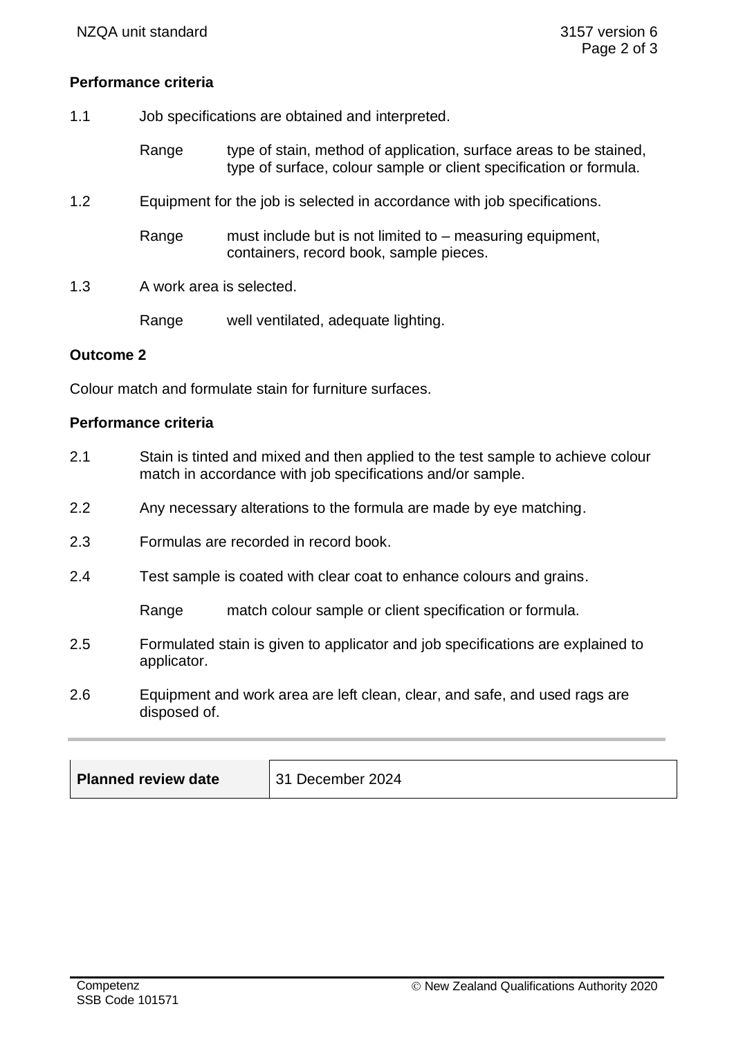**Performance criteria**

1.1 Job specifications are obtained and interpreted.

Range type of stain, method of application, surface areas to be stained, type of surface, colour sample or client specification or formula.

1.2 Equipment for the job is selected in accordance with job specifications.

Range must include but is not limited to – measuring equipment, containers, record book, sample pieces.

1.3 A work area is selected.

Range well ventilated, adequate lighting.

**Outcome 2**

Colour match and formulate stain for furniture surfaces.

**Performance criteria**

2.1 Stain is tinted and mixed and then applied to the test sample to achieve colour match in accordance with job specifications and/or sample.

2.2 Any necessary alterations to the formula are made by eye matching.

2.3 Formulas are recorded in record book.

2.4 Test sample is coated with clear coat to enhance colours and grains.

Range match colour sample or client specification or formula.

2.5 Formulated stain is given to applicator and job specifications are explained to applicator.

2.6 Equipment and work area are left clean, clear, and safe, and used rags are disposed of.

| **Planned review date** | 31 December 2024 |
|---|---|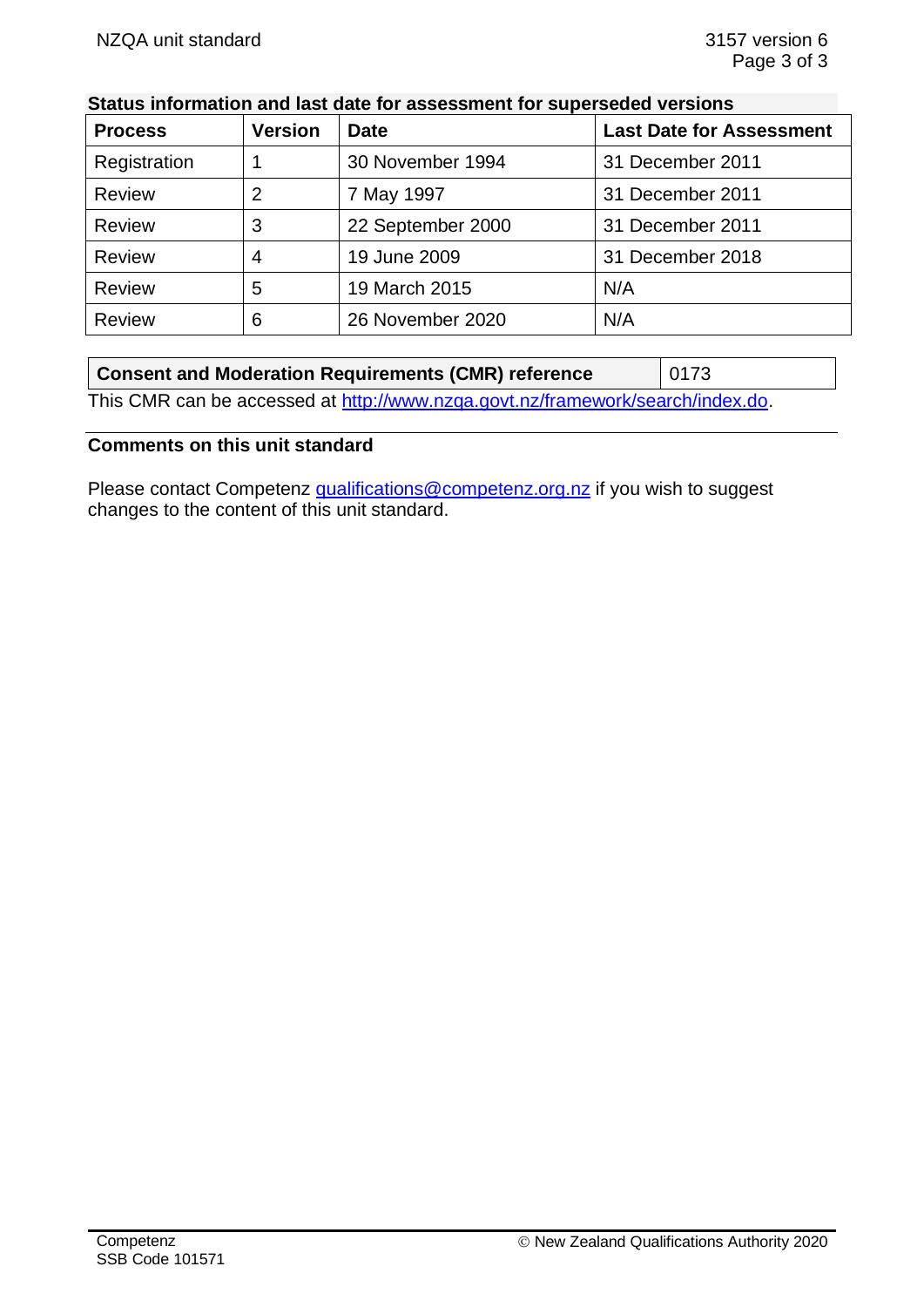## Status information and last date for assessment for superseded versions

| Process | Version | Date | Last Date for Assessment |
|---|---|---|---|
| Registration | 1 | 30 November 1994 | 31 December 2011 |
| Review | 2 | 7 May 1997 | 31 December 2011 |
| Review | 3 | 22 September 2000 | 31 December 2011 |
| Review | 4 | 19 June 2009 | 31 December 2018 |
| Review | 5 | 19 March 2015 | N/A |
| Review | 6 | 26 November 2020 | N/A |

| Consent and Moderation Requirements (CMR) reference | 0173 |
|---|---|

This CMR can be accessed at http://www.nzqa.govt.nz/framework/search/index.do.

## Comments on this unit standard

Please contact Competenz qualifications@competenz.org.nz if you wish to suggest changes to the content of this unit standard.